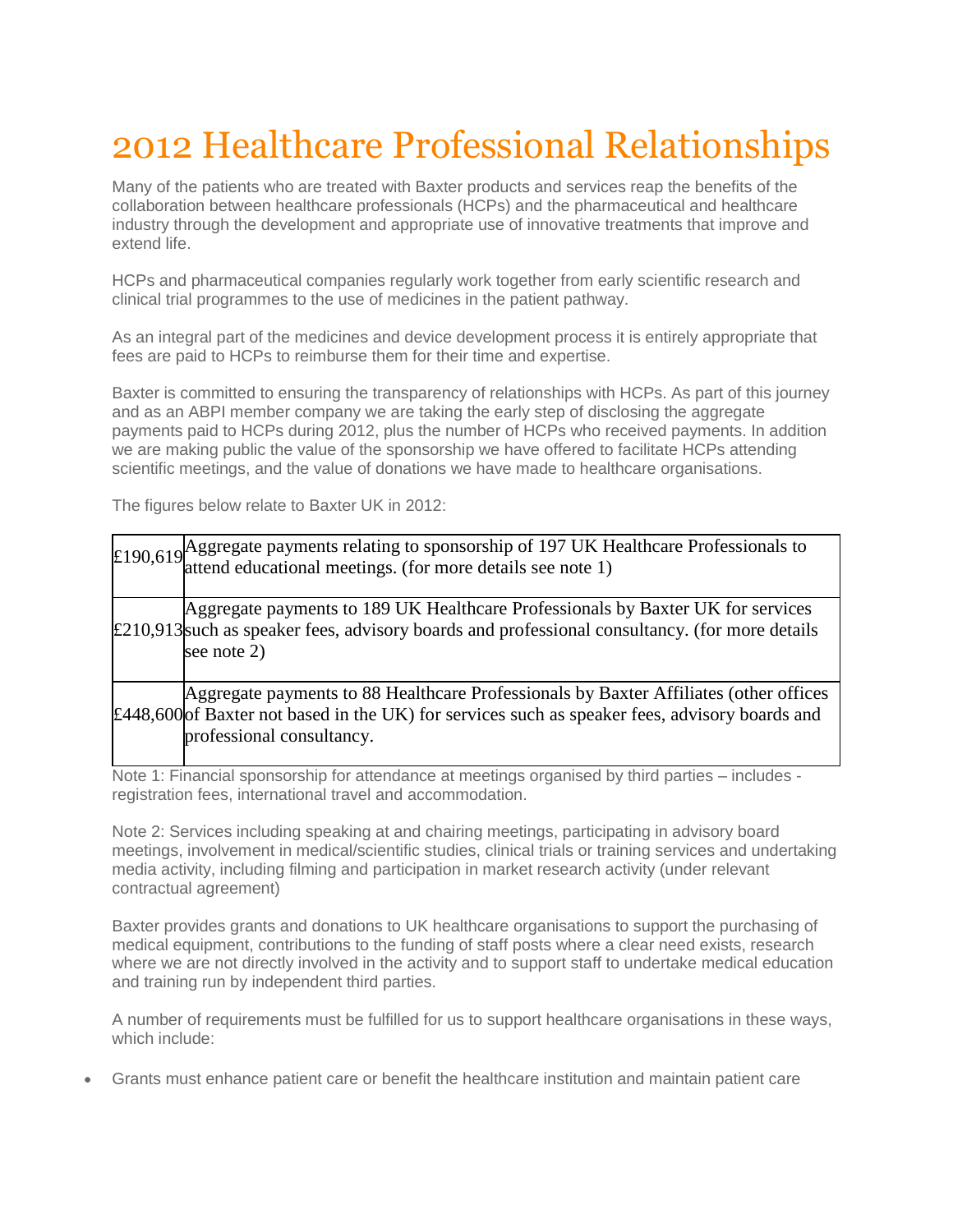# 2012 Healthcare Professional Relationships

Many of the patients who are treated with Baxter products and services reap the benefits of the collaboration between healthcare professionals (HCPs) and the pharmaceutical and healthcare industry through the development and appropriate use of innovative treatments that improve and extend life.

HCPs and pharmaceutical companies regularly work together from early scientific research and clinical trial programmes to the use of medicines in the patient pathway.

As an integral part of the medicines and device development process it is entirely appropriate that fees are paid to HCPs to reimburse them for their time and expertise.

Baxter is committed to ensuring the transparency of relationships with HCPs. As part of this journey and as an ABPI member company we are taking the early step of disclosing the aggregate payments paid to HCPs during 2012, plus the number of HCPs who received payments. In addition we are making public the value of the sponsorship we have offered to facilitate HCPs attending scientific meetings, and the value of donations we have made to healthcare organisations.

The figures below relate to Baxter UK in 2012:

| | |
|---|---|
| £190,619 | Aggregate payments relating to sponsorship of 197 UK Healthcare Professionals to attend educational meetings. (for more details see note 1) |
| £210,913 | Aggregate payments to 189 UK Healthcare Professionals by Baxter UK for services such as speaker fees, advisory boards and professional consultancy. (for more details see note 2) |
| £448,600 | Aggregate payments to 88 Healthcare Professionals by Baxter Affiliates (other offices of Baxter not based in the UK) for services such as speaker fees, advisory boards and professional consultancy. |

Note 1: Financial sponsorship for attendance at meetings organised by third parties – includes - registration fees, international travel and accommodation.

Note 2: Services including speaking at and chairing meetings, participating in advisory board meetings, involvement in medical/scientific studies, clinical trials or training services and undertaking media activity, including filming and participation in market research activity (under relevant contractual agreement)

Baxter provides grants and donations to UK healthcare organisations to support the purchasing of medical equipment, contributions to the funding of staff posts where a clear need exists, research where we are not directly involved in the activity and to support staff to undertake medical education and training run by independent third parties.

A number of requirements must be fulfilled for us to support healthcare organisations in these ways, which include:

- Grants must enhance patient care or benefit the healthcare institution and maintain patient care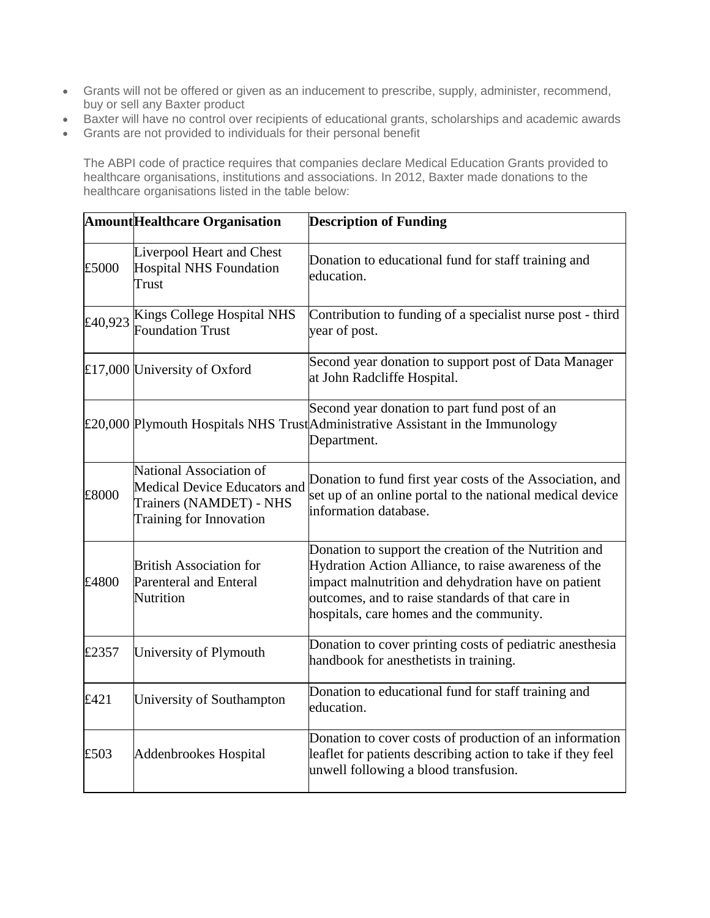- Grants will not be offered or given as an inducement to prescribe, supply, administer, recommend, buy or sell any Baxter product
- Baxter will have no control over recipients of educational grants, scholarships and academic awards
- Grants are not provided to individuals for their personal benefit

The ABPI code of practice requires that companies declare Medical Education Grants provided to healthcare organisations, institutions and associations. In 2012, Baxter made donations to the healthcare organisations listed in the table below:

| **Amount** | **Healthcare Organisation** | **Description of Funding** |
|---|---|---|
| £5000 | Liverpool Heart and Chest Hospital NHS Foundation Trust | Donation to educational fund for staff training and education. |
| £40,923 | Kings College Hospital NHS Foundation Trust | Contribution to funding of a specialist nurse post - third year of post. |
| £17,000 | University of Oxford | Second year donation to support post of Data Manager at John Radcliffe Hospital. |
| £20,000 | Plymouth Hospitals NHS Trust | Second year donation to part fund post of an Administrative Assistant in the Immunology Department. |
| £8000 | National Association of Medical Device Educators and Trainers (NAMDET) - NHS Training for Innovation | Donation to fund first year costs of the Association, and set up of an online portal to the national medical device information database. |
| £4800 | British Association for Parenteral and Enteral Nutrition | Donation to support the creation of the Nutrition and Hydration Action Alliance, to raise awareness of the impact malnutrition and dehydration have on patient outcomes, and to raise standards of that care in hospitals, care homes and the community. |
| £2357 | University of Plymouth | Donation to cover printing costs of pediatric anesthesia handbook for anesthetists in training. |
| £421 | University of Southampton | Donation to educational fund for staff training and education. |
| £503 | Addenbrookes Hospital | Donation to cover costs of production of an information leaflet for patients describing action to take if they feel unwell following a blood transfusion. |